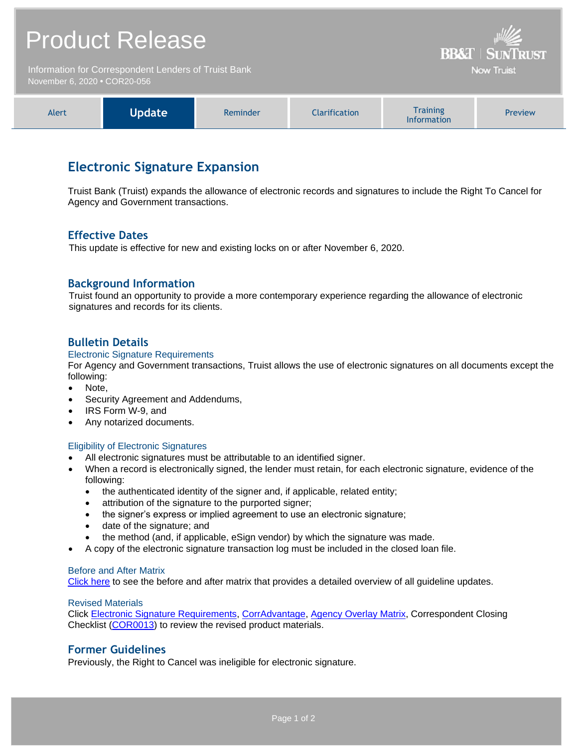# Product Release

Information for Correspondent Lenders of Truist Bank
November 6, 2020 • COR20-056

BB&T | SunTrust
Now Truist

| Alert | **Update** | Reminder | Clarification | Training Information | Preview |
|---|---|---|---|---|---|

## Electronic Signature Expansion

Truist Bank (Truist) expands the allowance of electronic records and signatures to include the Right To Cancel for Agency and Government transactions.

### Effective Dates

This update is effective for new and existing locks on or after November 6, 2020.

### Background Information

Truist found an opportunity to provide a more contemporary experience regarding the allowance of electronic signatures and records for its clients.

### Bulletin Details

#### Electronic Signature Requirements

For Agency and Government transactions, Truist allows the use of electronic signatures on all documents except the following:

- Note,
- Security Agreement and Addendums,
- IRS Form W-9, and
- Any notarized documents.

#### Eligibility of Electronic Signatures

- All electronic signatures must be attributable to an identified signer.
- When a record is electronically signed, the lender must retain, for each electronic signature, evidence of the following:
  - the authenticated identity of the signer and, if applicable, related entity;
  - attribution of the signature to the purported signer;
  - the signer's express or implied agreement to use an electronic signature;
  - date of the signature; and
  - the method (and, if applicable, eSign vendor) by which the signature was made.
- A copy of the electronic signature transaction log must be included in the closed loan file.

#### Before and After Matrix

[Click here](#) to see the before and after matrix that provides a detailed overview of all guideline updates.

#### Revised Materials

Click [Electronic Signature Requirements](#), [CorrAdvantage](#), [Agency Overlay Matrix](#), Correspondent Closing Checklist ([COR0013](#)) to review the revised product materials.

### Former Guidelines

Previously, the Right to Cancel was ineligible for electronic signature.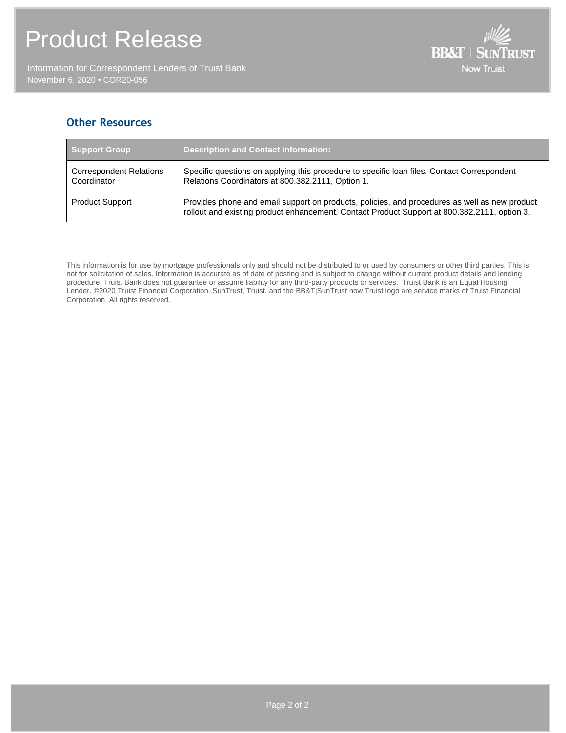## Other Resources

| Support Group | Description and Contact Information: |
| --- | --- |
| Correspondent Relations Coordinator | Specific questions on applying this procedure to specific loan files. Contact Correspondent Relations Coordinators at 800.382.2111, Option 1. |
| Product Support | Provides phone and email support on products, policies, and procedures as well as new product rollout and existing product enhancement. Contact Product Support at 800.382.2111, option 3. |

This information is for use by mortgage professionals only and should not be distributed to or used by consumers or other third parties. This is not for solicitation of sales. Information is accurate as of date of posting and is subject to change without current product details and lending procedure. Truist Bank does not guarantee or assume liability for any third-party products or services. Truist Bank is an Equal Housing Lender. ©2020 Truist Financial Corporation. SunTrust, Truist, and the BB&T|SunTrust now Truist logo are service marks of Truist Financial Corporation. All rights reserved.